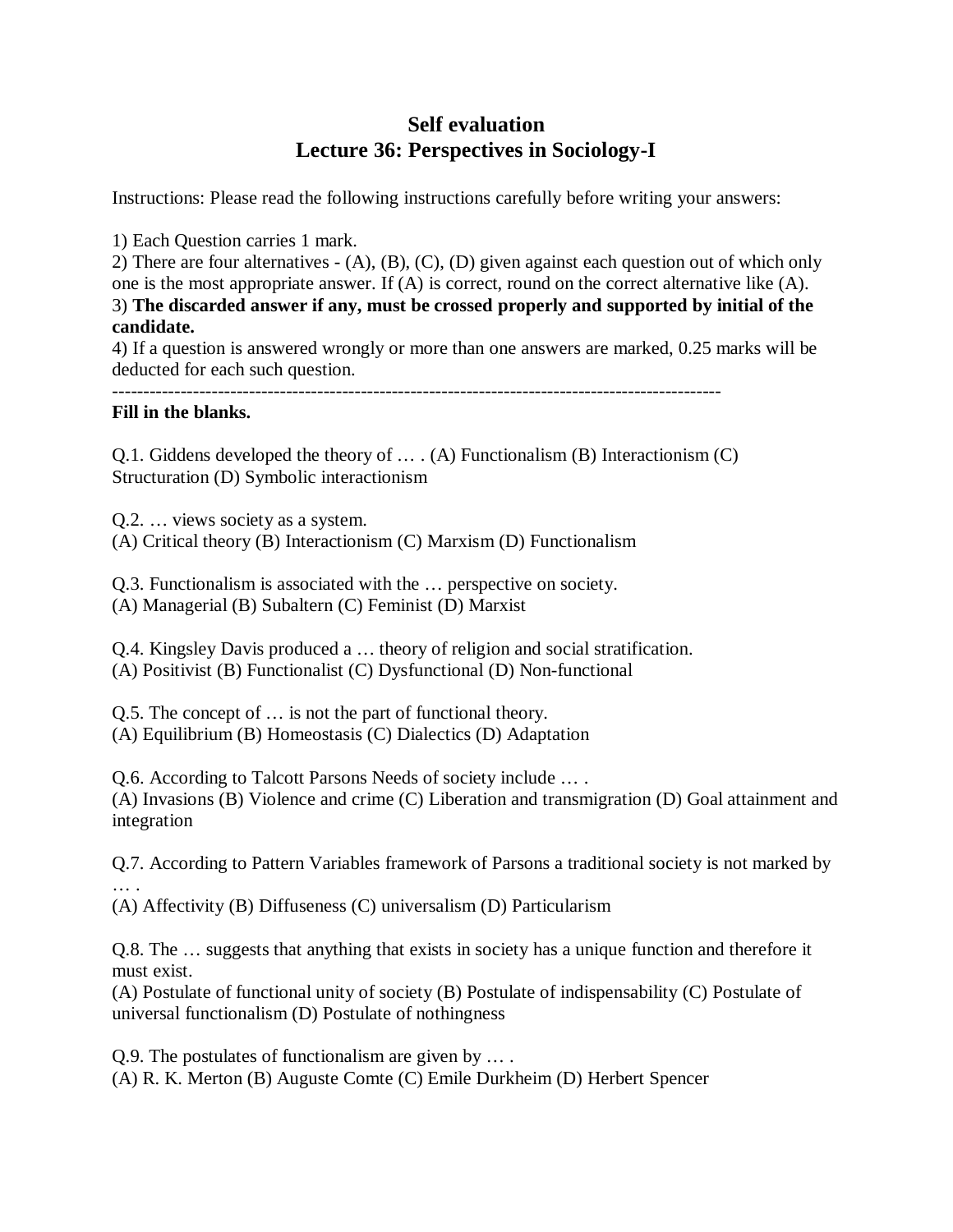# Self evaluation
## Lecture 36: Perspectives in Sociology-I

Instructions: Please read the following instructions carefully before writing your answers:

1) Each Question carries 1 mark.
2) There are four alternatives - (A), (B), (C), (D) given against each question out of which only one is the most appropriate answer. If (A) is correct, round on the correct alternative like (A).
3) **The discarded answer if any, must be crossed properly and supported by initial of the candidate.**
4) If a question is answered wrongly or more than one answers are marked, 0.25 marks will be deducted for each such question.

---

**Fill in the blanks.**

Q.1. Giddens developed the theory of … . (A) Functionalism (B) Interactionism (C) Structuration (D) Symbolic interactionism

Q.2. … views society as a system.
(A) Critical theory (B) Interactionism (C) Marxism (D) Functionalism

Q.3. Functionalism is associated with the … perspective on society.
(A) Managerial (B) Subaltern (C) Feminist (D) Marxist

Q.4. Kingsley Davis produced a … theory of religion and social stratification.
(A) Positivist (B) Functionalist (C) Dysfunctional (D) Non-functional

Q.5. The concept of … is not the part of functional theory.
(A) Equilibrium (B) Homeostasis (C) Dialectics (D) Adaptation

Q.6. According to Talcott Parsons Needs of society include … .
(A) Invasions (B) Violence and crime (C) Liberation and transmigration (D) Goal attainment and integration

Q.7. According to Pattern Variables framework of Parsons a traditional society is not marked by … .
(A) Affectivity (B) Diffuseness (C) universalism (D) Particularism

Q.8. The … suggests that anything that exists in society has a unique function and therefore it must exist.
(A) Postulate of functional unity of society (B) Postulate of indispensability (C) Postulate of universal functionalism (D) Postulate of nothingness

Q.9. The postulates of functionalism are given by … .
(A) R. K. Merton (B) Auguste Comte (C) Emile Durkheim (D) Herbert Spencer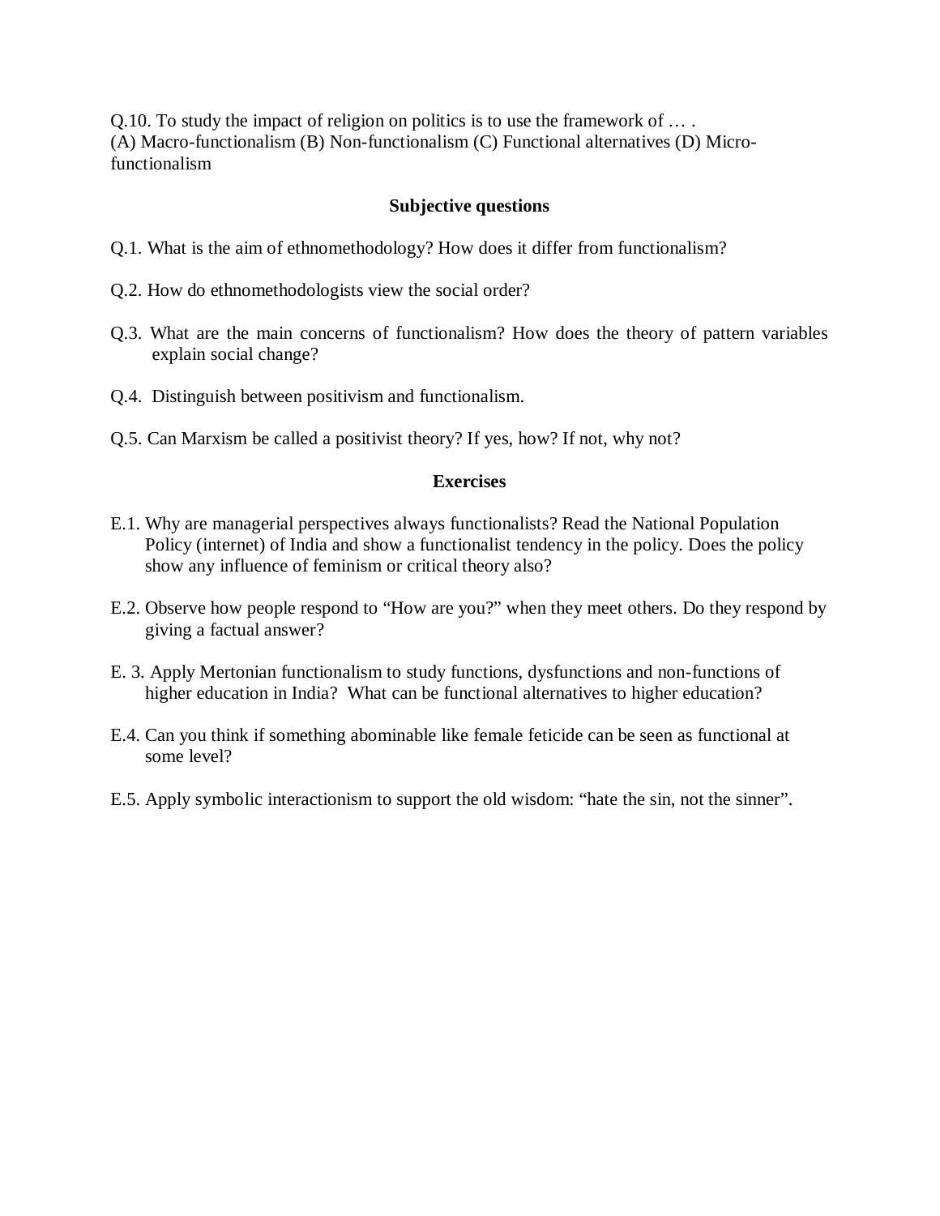Q.10. To study the impact of religion on politics is to use the framework of … .
(A) Macro-functionalism (B) Non-functionalism (C) Functional alternatives (D) Micro-functionalism

## Subjective questions

Q.1. What is the aim of ethnomethodology? How does it differ from functionalism?

Q.2. How do ethnomethodologists view the social order?

Q.3. What are the main concerns of functionalism? How does the theory of pattern variables explain social change?

Q.4. Distinguish between positivism and functionalism.

Q.5. Can Marxism be called a positivist theory? If yes, how? If not, why not?

## Exercises

E.1. Why are managerial perspectives always functionalists? Read the National Population Policy (internet) of India and show a functionalist tendency in the policy. Does the policy show any influence of feminism or critical theory also?

E.2. Observe how people respond to "How are you?" when they meet others. Do they respond by giving a factual answer?

E. 3. Apply Mertonian functionalism to study functions, dysfunctions and non-functions of higher education in India? What can be functional alternatives to higher education?

E.4. Can you think if something abominable like female feticide can be seen as functional at some level?

E.5. Apply symbolic interactionism to support the old wisdom: "hate the sin, not the sinner".